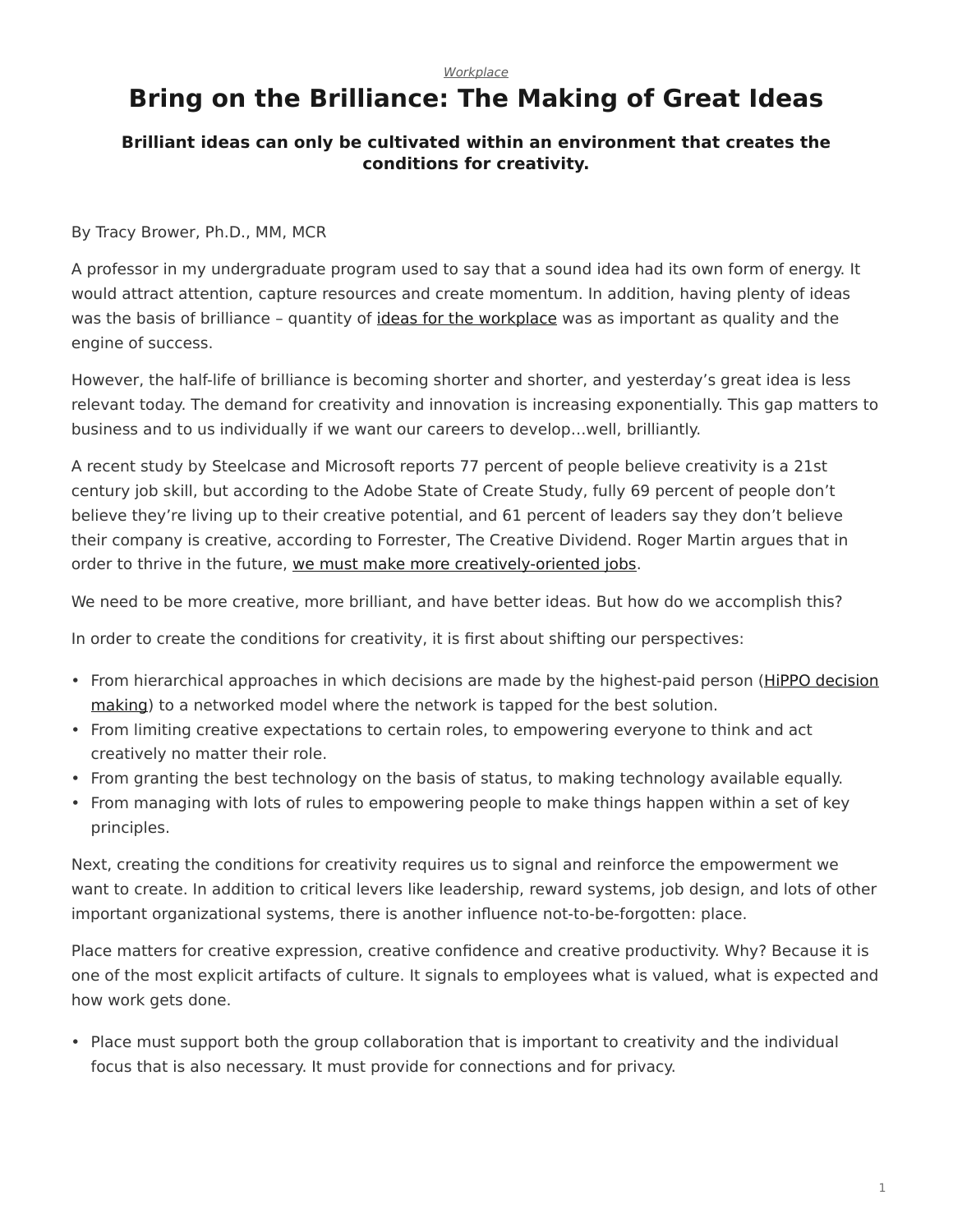*Workplace*

# Bring on the Brilliance: The Making of Great Ideas

**Brilliant ideas can only be cultivated within an environment that creates the conditions for creativity.**

By Tracy Brower, Ph.D., MM, MCR

A professor in my undergraduate program used to say that a sound idea had its own form of energy. It would attract attention, capture resources and create momentum. In addition, having plenty of ideas was the basis of brilliance – quantity of ideas for the workplace was as important as quality and the engine of success.

However, the half-life of brilliance is becoming shorter and shorter, and yesterday's great idea is less relevant today. The demand for creativity and innovation is increasing exponentially. This gap matters to business and to us individually if we want our careers to develop…well, brilliantly.

A recent study by Steelcase and Microsoft reports 77 percent of people believe creativity is a 21st century job skill, but according to the Adobe State of Create Study, fully 69 percent of people don't believe they're living up to their creative potential, and 61 percent of leaders say they don't believe their company is creative, according to Forrester, The Creative Dividend. Roger Martin argues that in order to thrive in the future, we must make more creatively-oriented jobs.

We need to be more creative, more brilliant, and have better ideas. But how do we accomplish this?

In order to create the conditions for creativity, it is first about shifting our perspectives:

- From hierarchical approaches in which decisions are made by the highest-paid person (HiPPO decision making) to a networked model where the network is tapped for the best solution.
- From limiting creative expectations to certain roles, to empowering everyone to think and act creatively no matter their role.
- From granting the best technology on the basis of status, to making technology available equally.
- From managing with lots of rules to empowering people to make things happen within a set of key principles.

Next, creating the conditions for creativity requires us to signal and reinforce the empowerment we want to create. In addition to critical levers like leadership, reward systems, job design, and lots of other important organizational systems, there is another influence not-to-be-forgotten: place.

Place matters for creative expression, creative confidence and creative productivity. Why? Because it is one of the most explicit artifacts of culture. It signals to employees what is valued, what is expected and how work gets done.

- Place must support both the group collaboration that is important to creativity and the individual focus that is also necessary. It must provide for connections and for privacy.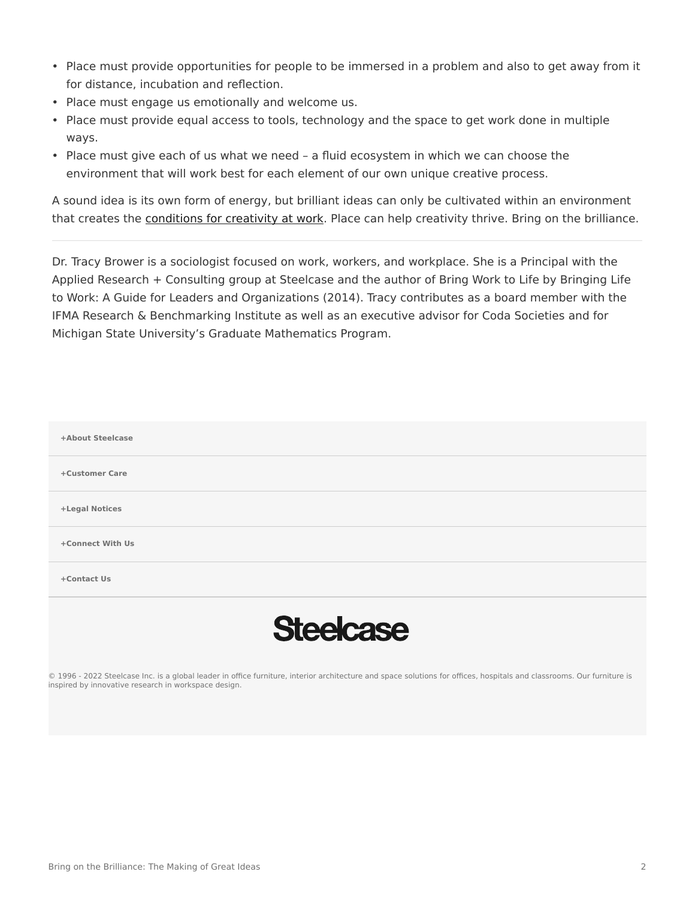- Place must provide opportunities for people to be immersed in a problem and also to get away from it for distance, incubation and reflection.
- Place must engage us emotionally and welcome us.
- Place must provide equal access to tools, technology and the space to get work done in multiple ways.
- Place must give each of us what we need – a fluid ecosystem in which we can choose the environment that will work best for each element of our own unique creative process.

A sound idea is its own form of energy, but brilliant ideas can only be cultivated within an environment that creates the conditions for creativity at work. Place can help creativity thrive. Bring on the brilliance.

---

Dr. Tracy Brower is a sociologist focused on work, workers, and workplace. She is a Principal with the Applied Research + Consulting group at Steelcase and the author of Bring Work to Life by Bringing Life to Work: A Guide for Leaders and Organizations (2014). Tracy contributes as a board member with the IFMA Research & Benchmarking Institute as well as an executive advisor for Coda Societies and for Michigan State University's Graduate Mathematics Program.

**+About Steelcase**

**+Customer Care**

**+Legal Notices**

**+Connect With Us**

**+Contact Us**

Steelcase

© 1996 - 2022 Steelcase Inc. is a global leader in office furniture, interior architecture and space solutions for offices, hospitals and classrooms. Our furniture is inspired by innovative research in workspace design.